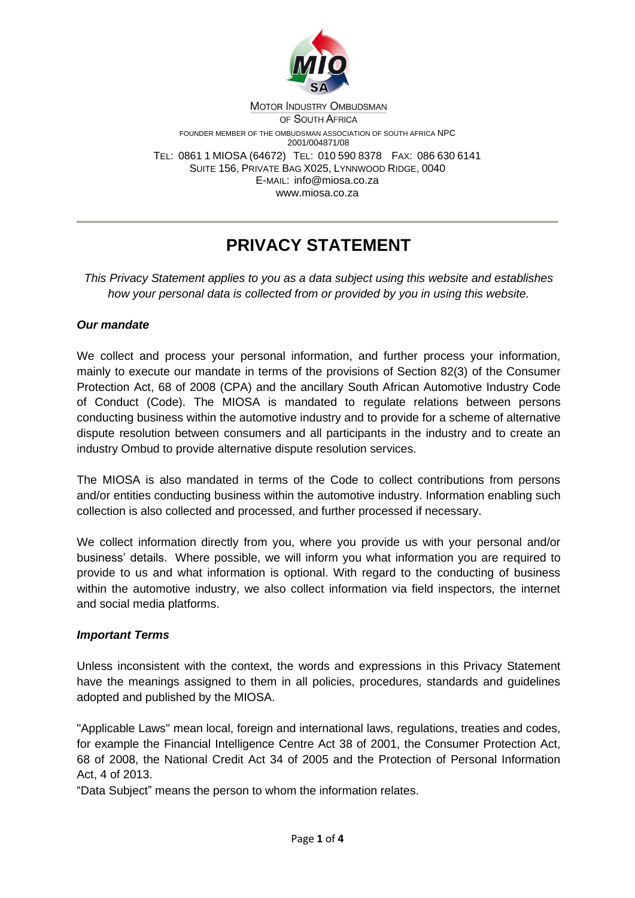MOTOR INDUSTRY OMBUDSMAN
OF SOUTH AFRICA

FOUNDER MEMBER OF THE OMBUDSMAN ASSOCIATION OF SOUTH AFRICA NPC
2001/004871/08

TEL: 0861 1 MIOSA (64672) TEL: 010 590 8378 FAX: 086 630 6141
SUITE 156, PRIVATE BAG X025, LYNNWOOD RIDGE, 0040
E-MAIL: info@miosa.co.za
www.miosa.co.za

---

# PRIVACY STATEMENT

*This Privacy Statement applies to you as a data subject using this website and establishes how your personal data is collected from or provided by you in using this website.*

### *Our mandate*

We collect and process your personal information, and further process your information, mainly to execute our mandate in terms of the provisions of Section 82(3) of the Consumer Protection Act, 68 of 2008 (CPA) and the ancillary South African Automotive Industry Code of Conduct (Code). The MIOSA is mandated to regulate relations between persons conducting business within the automotive industry and to provide for a scheme of alternative dispute resolution between consumers and all participants in the industry and to create an industry Ombud to provide alternative dispute resolution services.

The MIOSA is also mandated in terms of the Code to collect contributions from persons and/or entities conducting business within the automotive industry. Information enabling such collection is also collected and processed, and further processed if necessary.

We collect information directly from you, where you provide us with your personal and/or business' details. Where possible, we will inform you what information you are required to provide to us and what information is optional. With regard to the conducting of business within the automotive industry, we also collect information via field inspectors, the internet and social media platforms.

### *Important Terms*

Unless inconsistent with the context, the words and expressions in this Privacy Statement have the meanings assigned to them in all policies, procedures, standards and guidelines adopted and published by the MIOSA.

"Applicable Laws" mean local, foreign and international laws, regulations, treaties and codes, for example the Financial Intelligence Centre Act 38 of 2001, the Consumer Protection Act, 68 of 2008, the National Credit Act 34 of 2005 and the Protection of Personal Information Act, 4 of 2013.

"Data Subject" means the person to whom the information relates.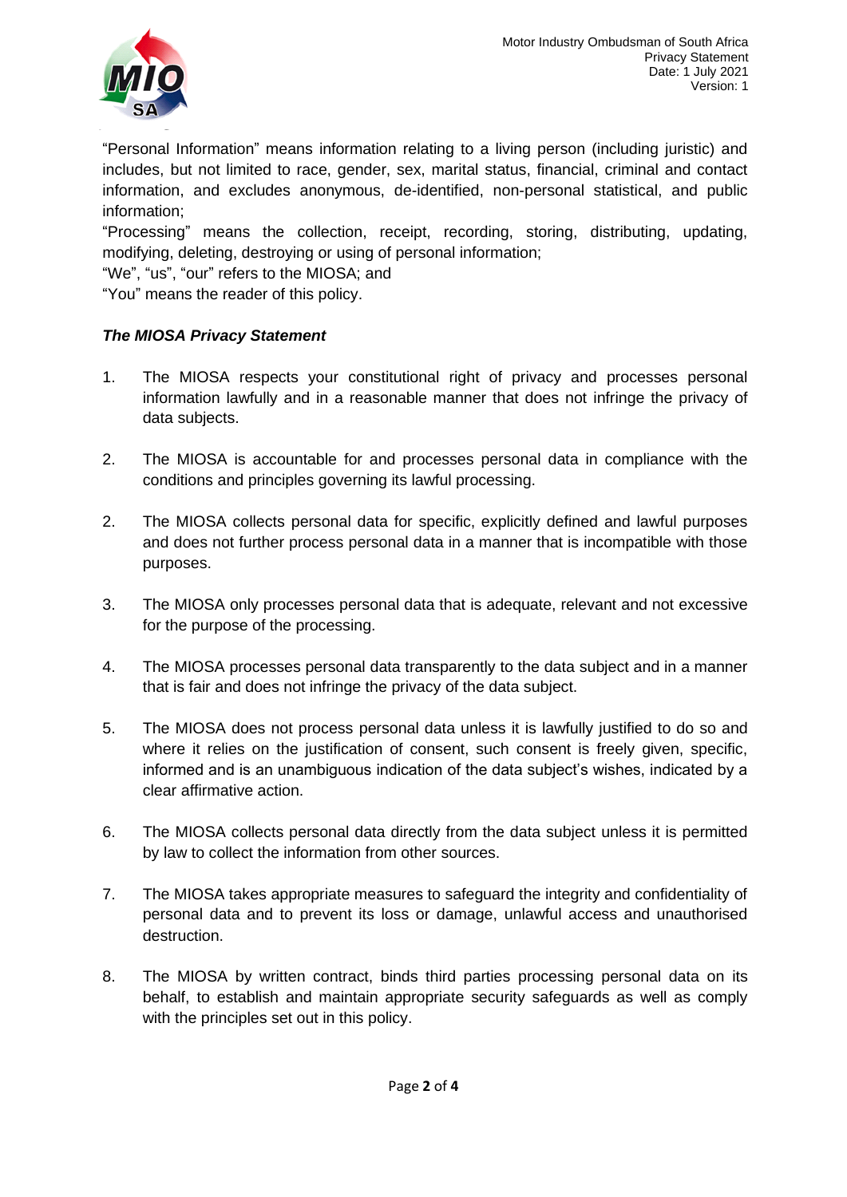"Personal Information" means information relating to a living person (including juristic) and includes, but not limited to race, gender, sex, marital status, financial, criminal and contact information, and excludes anonymous, de-identified, non-personal statistical, and public information;

"Processing" means the collection, receipt, recording, storing, distributing, updating, modifying, deleting, destroying or using of personal information;

"We", "us", "our" refers to the MIOSA; and

"You" means the reader of this policy.

***The MIOSA Privacy Statement***

1. The MIOSA respects your constitutional right of privacy and processes personal information lawfully and in a reasonable manner that does not infringe the privacy of data subjects.

2. The MIOSA is accountable for and processes personal data in compliance with the conditions and principles governing its lawful processing.

2. The MIOSA collects personal data for specific, explicitly defined and lawful purposes and does not further process personal data in a manner that is incompatible with those purposes.

3. The MIOSA only processes personal data that is adequate, relevant and not excessive for the purpose of the processing.

4. The MIOSA processes personal data transparently to the data subject and in a manner that is fair and does not infringe the privacy of the data subject.

5. The MIOSA does not process personal data unless it is lawfully justified to do so and where it relies on the justification of consent, such consent is freely given, specific, informed and is an unambiguous indication of the data subject's wishes, indicated by a clear affirmative action.

6. The MIOSA collects personal data directly from the data subject unless it is permitted by law to collect the information from other sources.

7. The MIOSA takes appropriate measures to safeguard the integrity and confidentiality of personal data and to prevent its loss or damage, unlawful access and unauthorised destruction.

8. The MIOSA by written contract, binds third parties processing personal data on its behalf, to establish and maintain appropriate security safeguards as well as comply with the principles set out in this policy.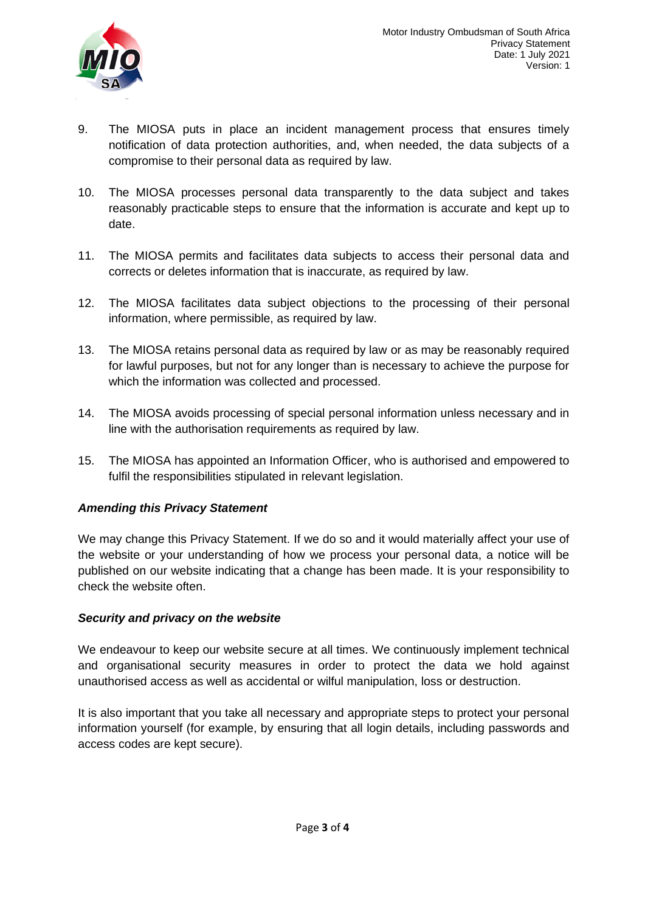9. The MIOSA puts in place an incident management process that ensures timely notification of data protection authorities, and, when needed, the data subjects of a compromise to their personal data as required by law.

10. The MIOSA processes personal data transparently to the data subject and takes reasonably practicable steps to ensure that the information is accurate and kept up to date.

11. The MIOSA permits and facilitates data subjects to access their personal data and corrects or deletes information that is inaccurate, as required by law.

12. The MIOSA facilitates data subject objections to the processing of their personal information, where permissible, as required by law.

13. The MIOSA retains personal data as required by law or as may be reasonably required for lawful purposes, but not for any longer than is necessary to achieve the purpose for which the information was collected and processed.

14. The MIOSA avoids processing of special personal information unless necessary and in line with the authorisation requirements as required by law.

15. The MIOSA has appointed an Information Officer, who is authorised and empowered to fulfil the responsibilities stipulated in relevant legislation.

***Amending this Privacy Statement***

We may change this Privacy Statement. If we do so and it would materially affect your use of the website or your understanding of how we process your personal data, a notice will be published on our website indicating that a change has been made. It is your responsibility to check the website often.

***Security and privacy on the website***

We endeavour to keep our website secure at all times. We continuously implement technical and organisational security measures in order to protect the data we hold against unauthorised access as well as accidental or wilful manipulation, loss or destruction.

It is also important that you take all necessary and appropriate steps to protect your personal information yourself (for example, by ensuring that all login details, including passwords and access codes are kept secure).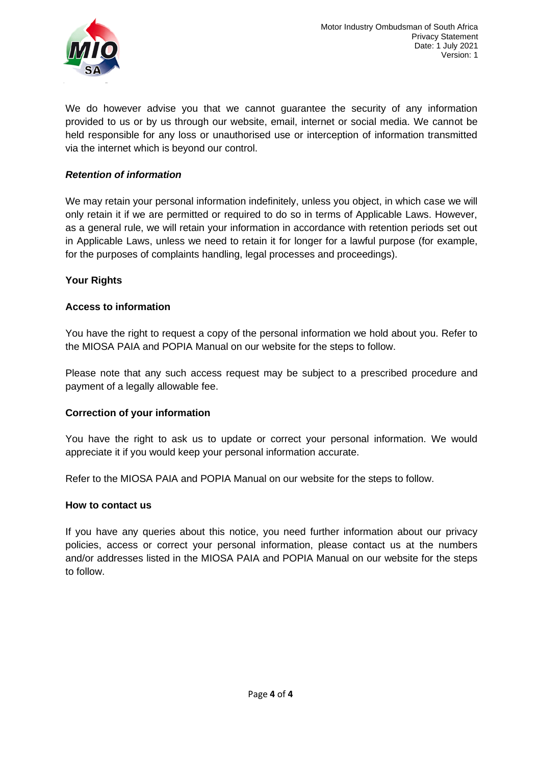We do however advise you that we cannot guarantee the security of any information provided to us or by us through our website, email, internet or social media. We cannot be held responsible for any loss or unauthorised use or interception of information transmitted via the internet which is beyond our control.

***Retention of information***

We may retain your personal information indefinitely, unless you object, in which case we will only retain it if we are permitted or required to do so in terms of Applicable Laws. However, as a general rule, we will retain your information in accordance with retention periods set out in Applicable Laws, unless we need to retain it for longer for a lawful purpose (for example, for the purposes of complaints handling, legal processes and proceedings).

**Your Rights**

**Access to information**

You have the right to request a copy of the personal information we hold about you. Refer to the MIOSA PAIA and POPIA Manual on our website for the steps to follow.

Please note that any such access request may be subject to a prescribed procedure and payment of a legally allowable fee.

**Correction of your information**

You have the right to ask us to update or correct your personal information. We would appreciate it if you would keep your personal information accurate.

Refer to the MIOSA PAIA and POPIA Manual on our website for the steps to follow.

**How to contact us**

If you have any queries about this notice, you need further information about our privacy policies, access or correct your personal information, please contact us at the numbers and/or addresses listed in the MIOSA PAIA and POPIA Manual on our website for the steps to follow.